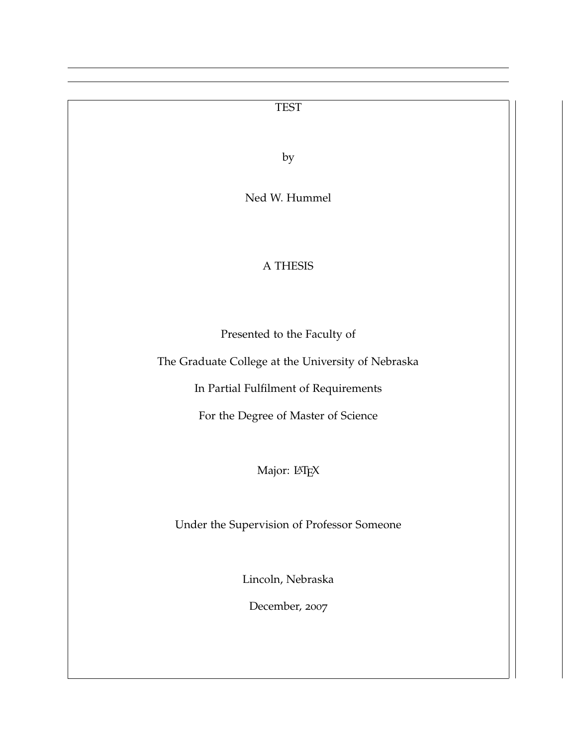TEST

by

Ned W. Hummel

A THESIS

Presented to the Faculty of

The Graduate College at the University of Nebraska

In Partial Fulfilment of Requirements

For the Degree of Master of Science

Major: LaTeX

Under the Supervision of Professor Someone

Lincoln, Nebraska

December, 2007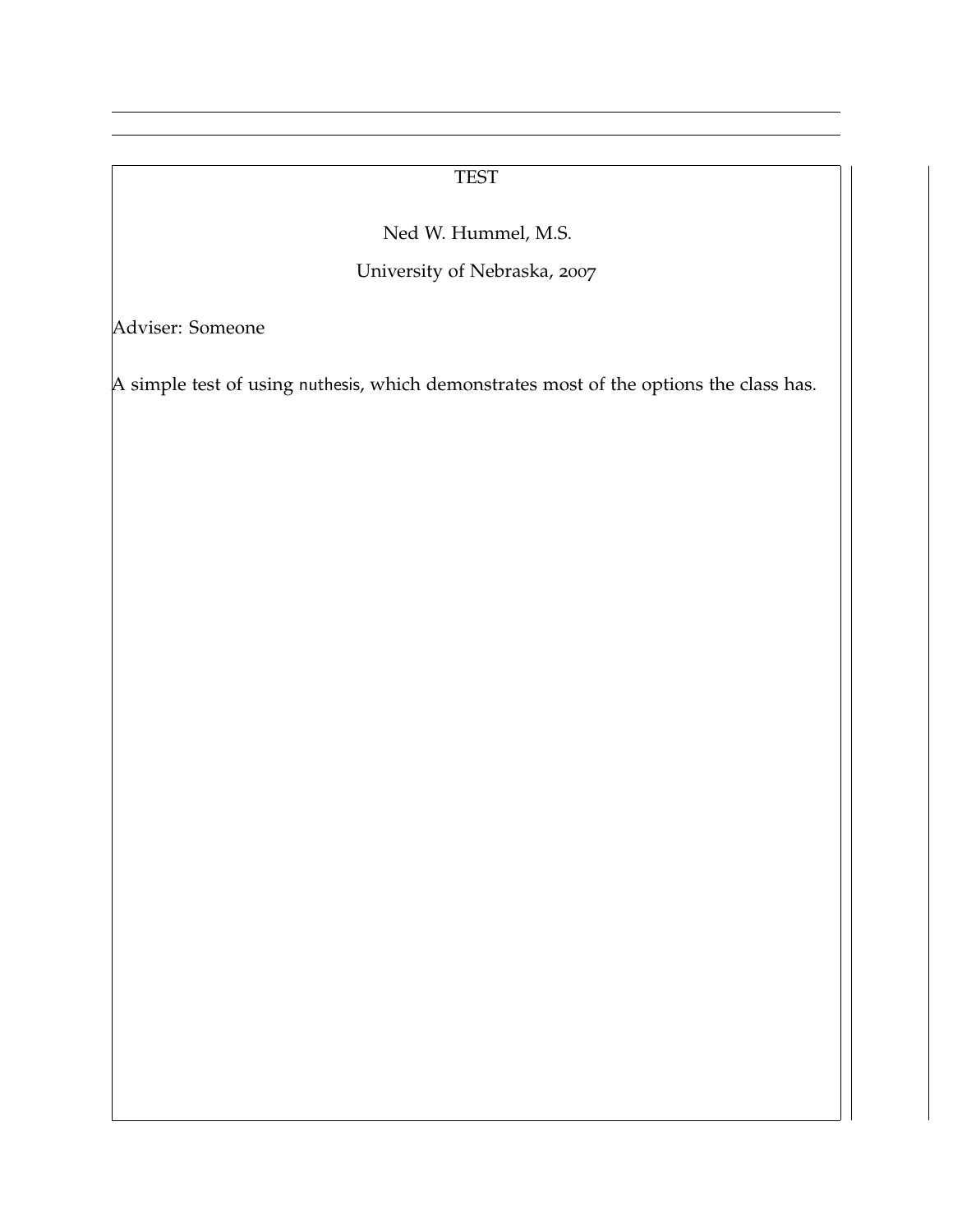TEST

Ned W. Hummel, M.S.

University of Nebraska, 2007

Adviser: Someone

A simple test of using nuthesis, which demonstrates most of the options the class has.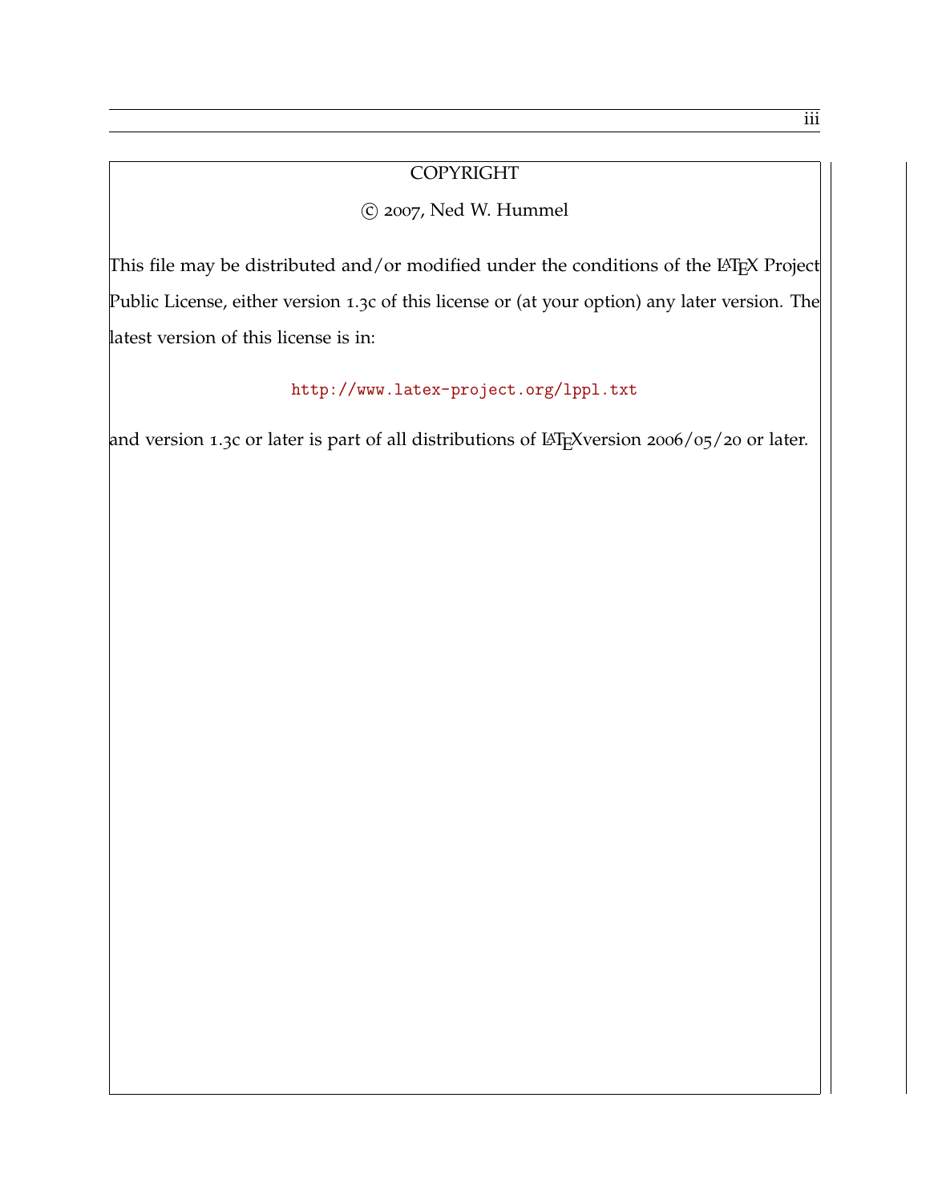COPYRIGHT

© 2007, Ned W. Hummel

This file may be distributed and/or modified under the conditions of the LaTeX Project Public License, either version 1.3c of this license or (at your option) any later version. The latest version of this license is in:

http://www.latex-project.org/lppl.txt

and version 1.3c or later is part of all distributions of LaTeXversion 2006/05/20 or later.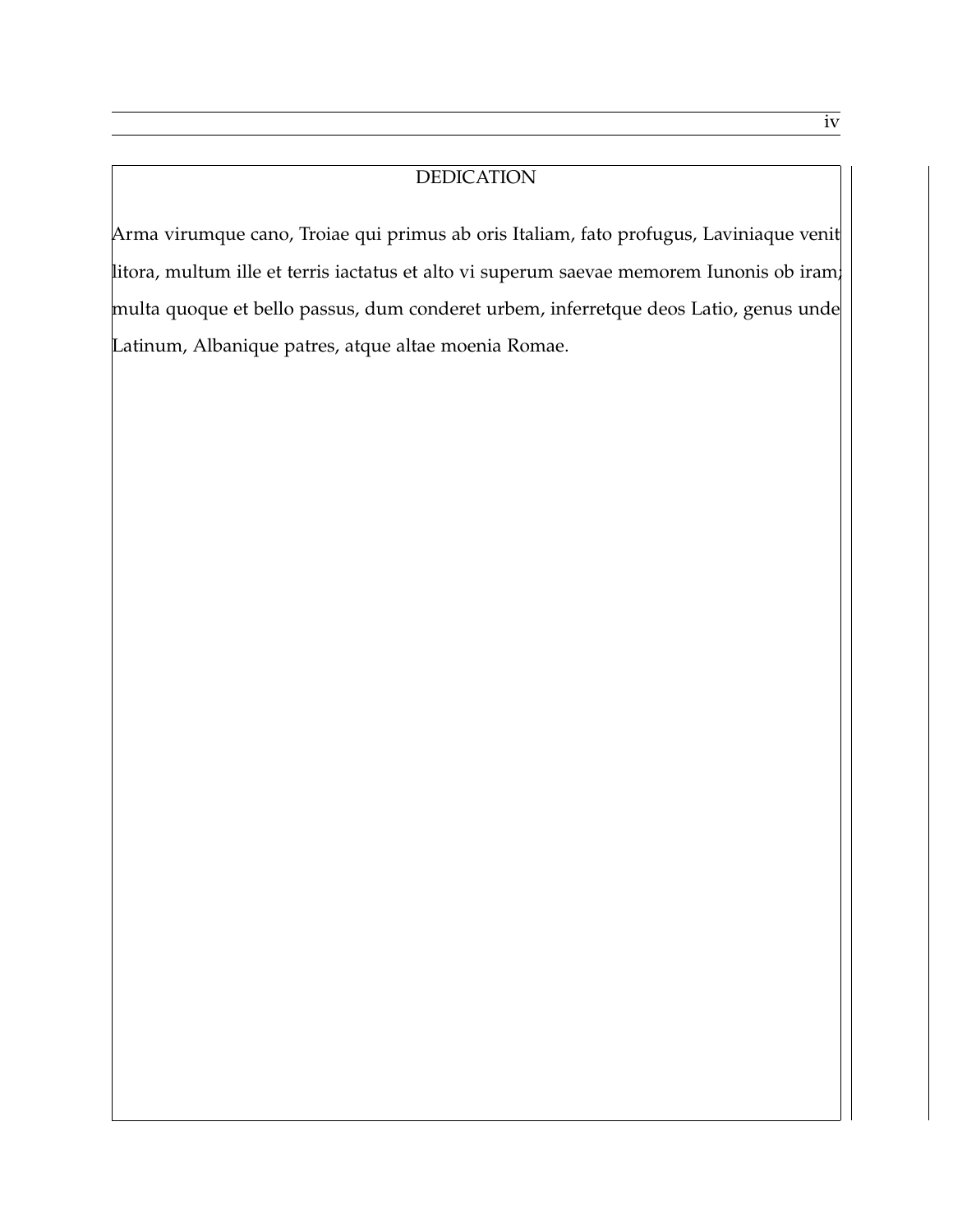# DEDICATION

Arma virumque cano, Troiae qui primus ab oris Italiam, fato profugus, Laviniaque venit litora, multum ille et terris iactatus et alto vi superum saevae memorem Iunonis ob iram; multa quoque et bello passus, dum conderet urbem, inferretque deos Latio, genus unde Latinum, Albanique patres, atque altae moenia Romae.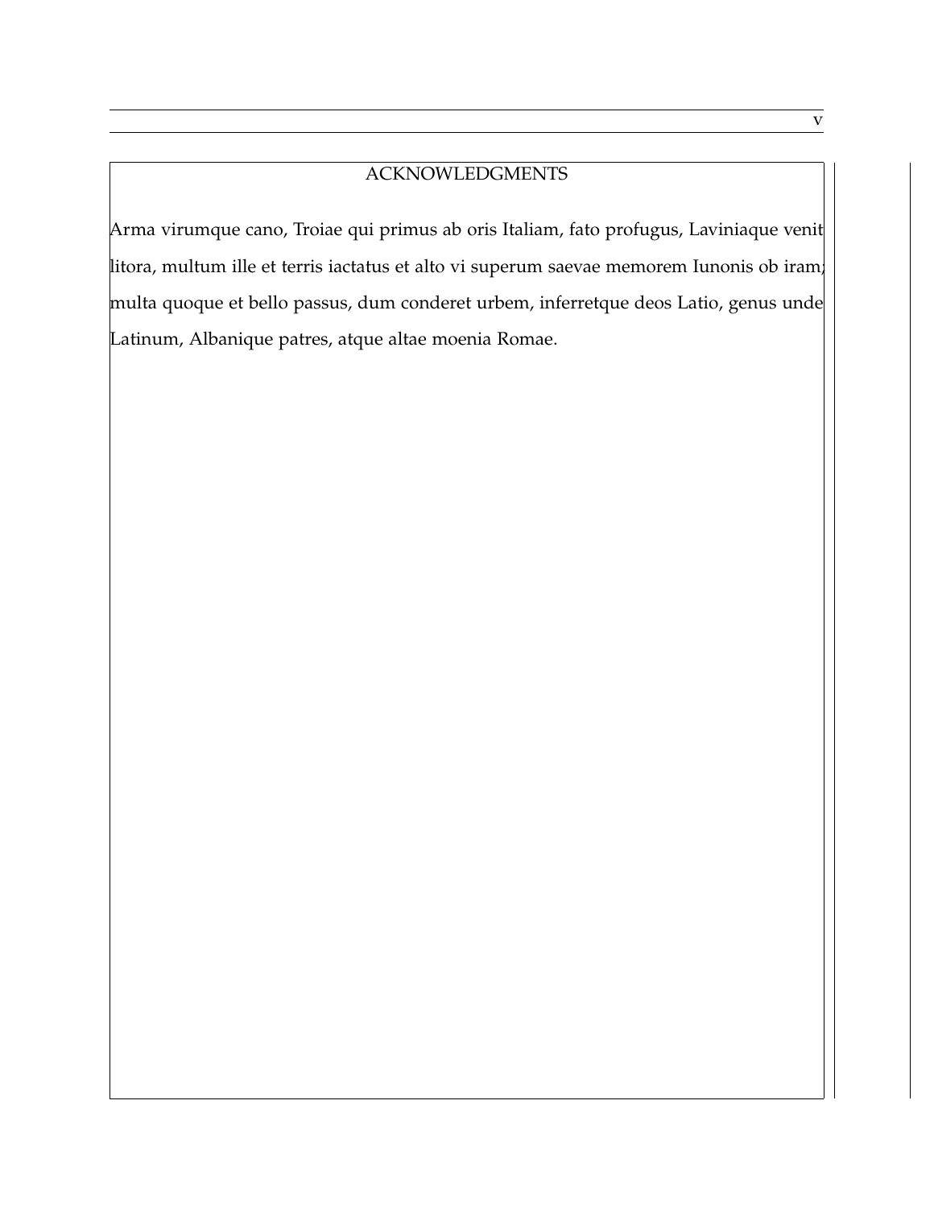# ACKNOWLEDGMENTS

Arma virumque cano, Troiae qui primus ab oris Italiam, fato profugus, Laviniaque venit litora, multum ille et terris iactatus et alto vi superum saevae memorem Iunonis ob iram; multa quoque et bello passus, dum conderet urbem, inferretque deos Latio, genus unde Latinum, Albanique patres, atque altae moenia Romae.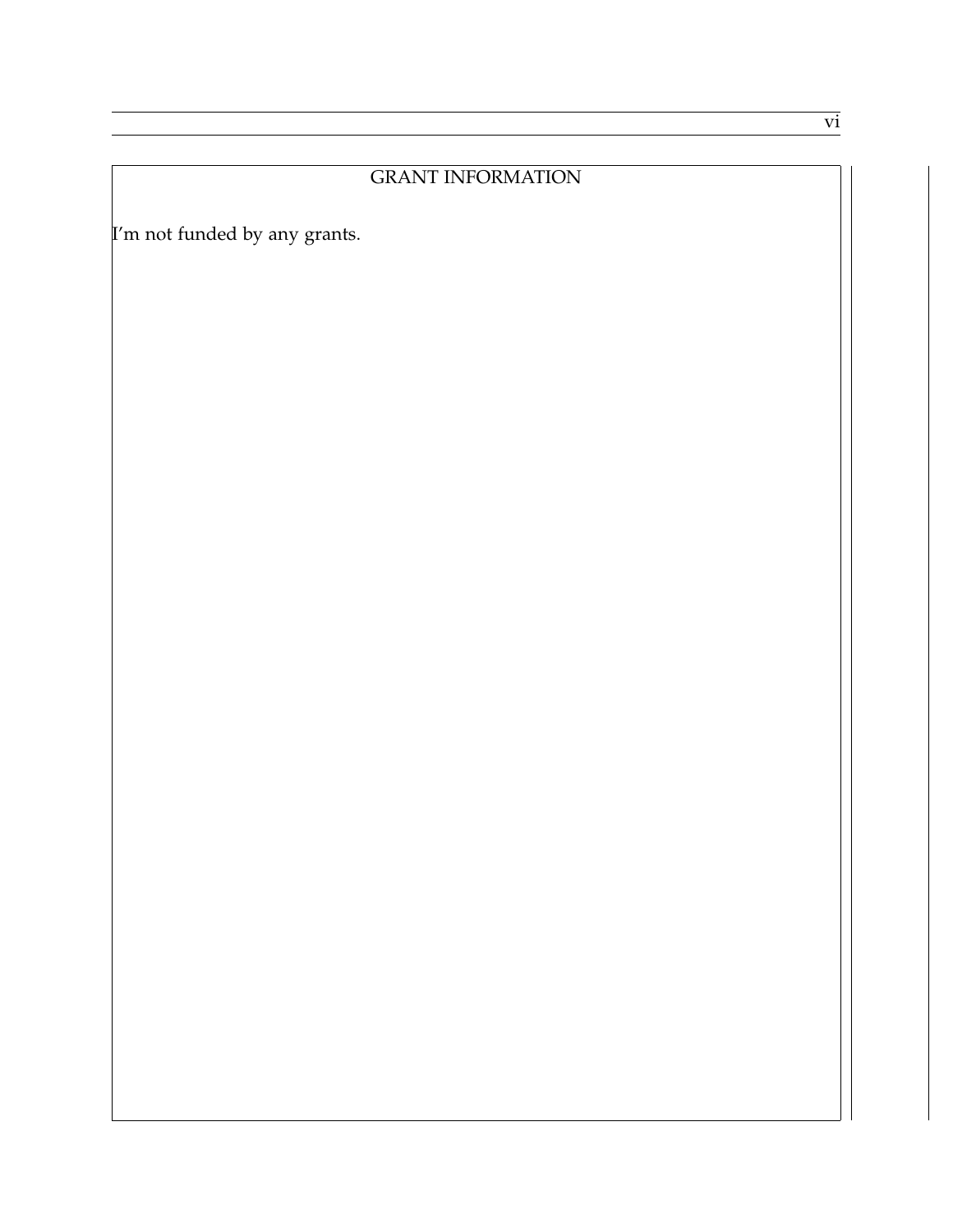# GRANT INFORMATION

I'm not funded by any grants.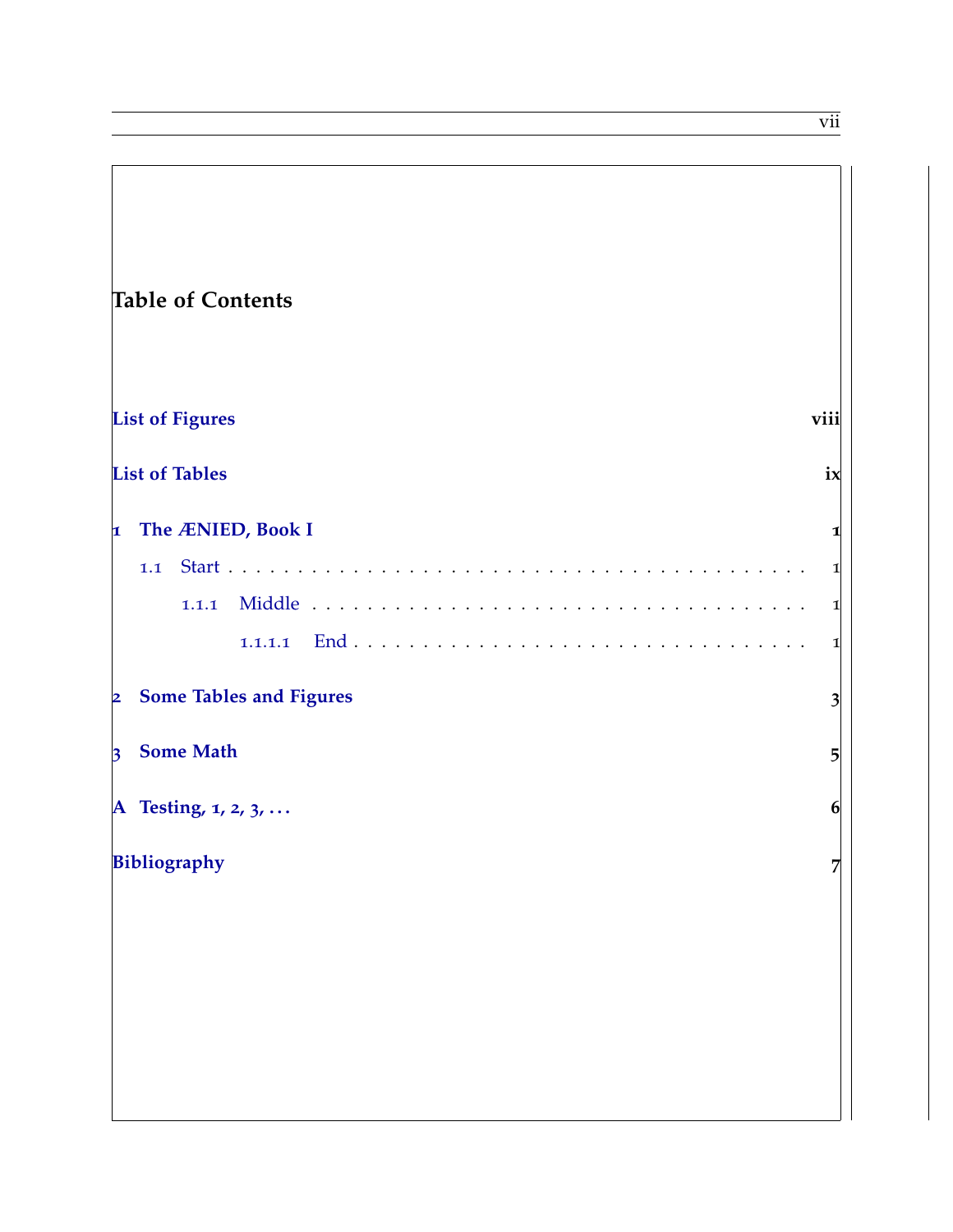# Table of Contents

**List of Figures** — **viii**

**List of Tables** — **ix**

**1 The ÆNIED, Book I** — **1**

- 1.1 Start . . . . . . . . . . 1
  - 1.1.1 Middle . . . . . . . . . . 1
    - 1.1.1.1 End . . . . . . . . . . 1

**2 Some Tables and Figures** — **3**

**3 Some Math** — **5**

**A Testing, 1, 2, 3, . . .** — **6**

**Bibliography** — **7**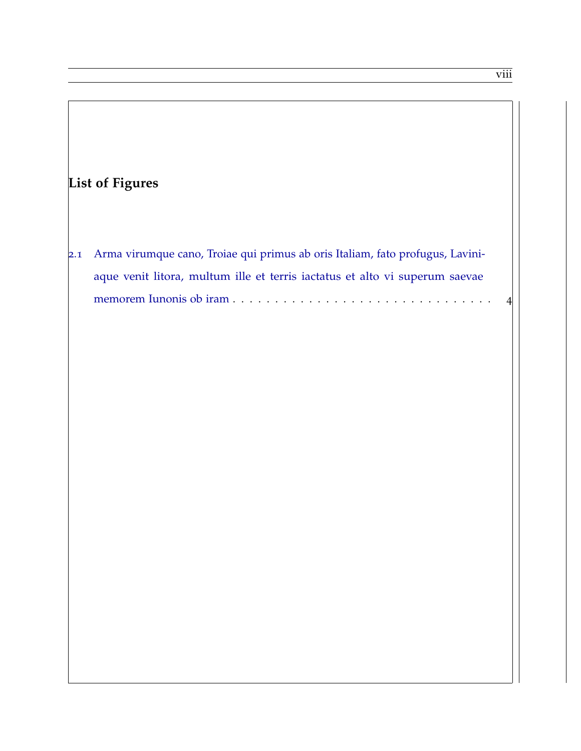# List of Figures

2.1 Arma virumque cano, Troiae qui primus ab oris Italiam, fato profugus, Laviniaque venit litora, multum ille et terris iactatus et alto vi superum saevae memorem Iunonis ob iram . . . . . . . . . . . . . . . . . . . . . . . . . . . . . . . . 4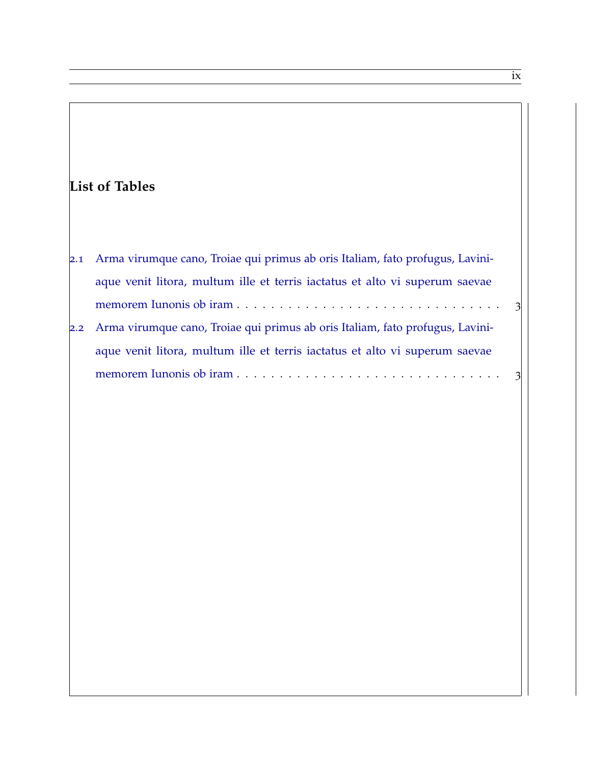# List of Tables

2.1 Arma virumque cano, Troiae qui primus ab oris Italiam, fato profugus, Laviniaque venit litora, multum ille et terris iactatus et alto vi superum saevae memorem Iunonis ob iram . . . . . . . . . . . . . . . . . . . . . . . . . . . . . . . 3

2.2 Arma virumque cano, Troiae qui primus ab oris Italiam, fato profugus, Laviniaque venit litora, multum ille et terris iactatus et alto vi superum saevae memorem Iunonis ob iram . . . . . . . . . . . . . . . . . . . . . . . . . . . . . . . 3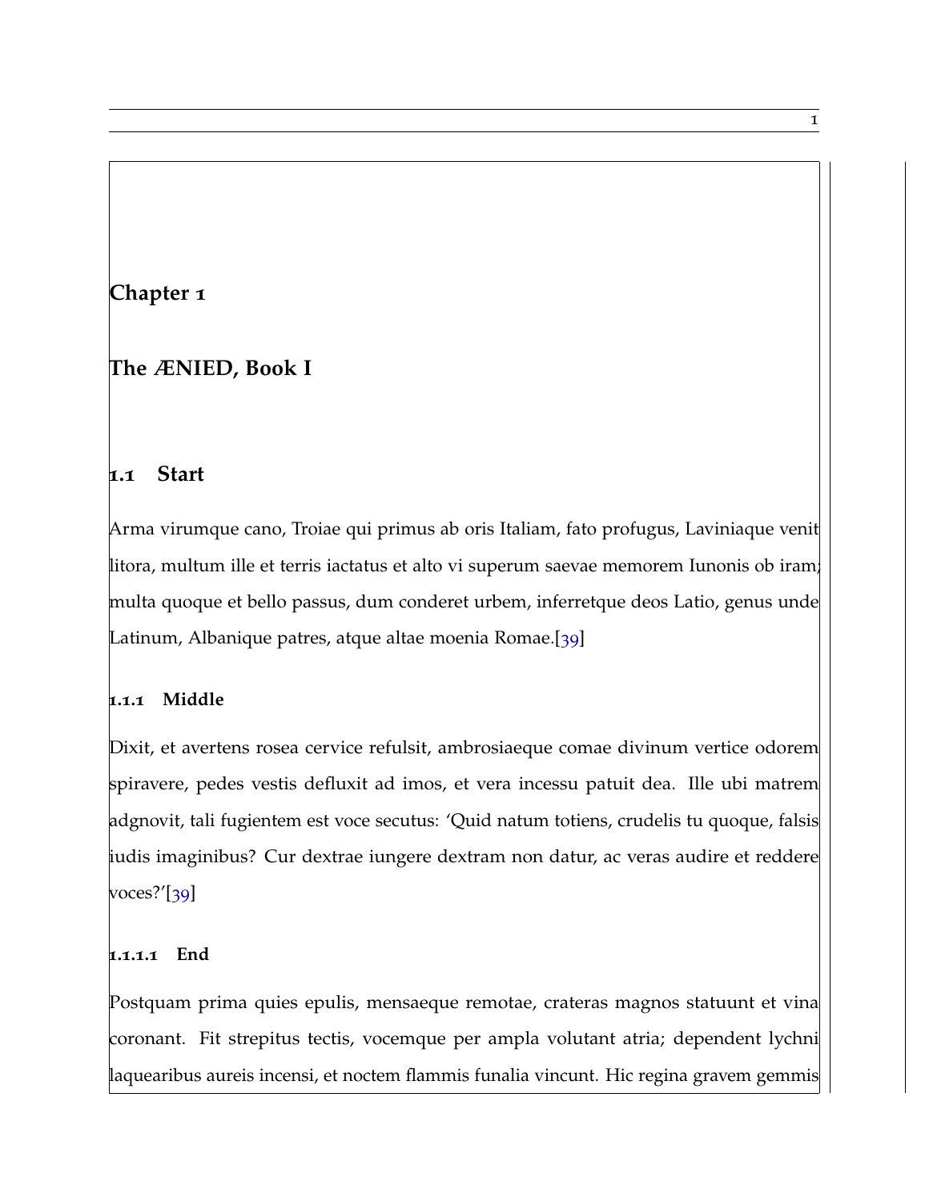# Chapter 1

# The ÆNIED, Book I

## 1.1 Start

Arma virumque cano, Troiae qui primus ab oris Italiam, fato profugus, Laviniaque venit litora, multum ille et terris iactatus et alto vi superum saevae memorem Iunonis ob iram; multa quoque et bello passus, dum conderet urbem, inferretque deos Latio, genus unde Latinum, Albanique patres, atque altae moenia Romae.[39]

### 1.1.1 Middle

Dixit, et avertens rosea cervice refulsit, ambrosiaeque comae divinum vertice odorem spiravere, pedes vestis defluxit ad imos, et vera incessu patuit dea. Ille ubi matrem adgnovit, tali fugientem est voce secutus: 'Quid natum totiens, crudelis tu quoque, falsis iudis imaginibus? Cur dextrae iungere dextram non datur, ac veras audire et reddere voces?'[39]

#### 1.1.1.1 End

Postquam prima quies epulis, mensaeque remotae, crateras magnos statuunt et vina coronant. Fit strepitus tectis, vocemque per ampla volutant atria; dependent lychni laquearibus aureis incensi, et noctem flammis funalia vincunt. Hic regina gravem gemmis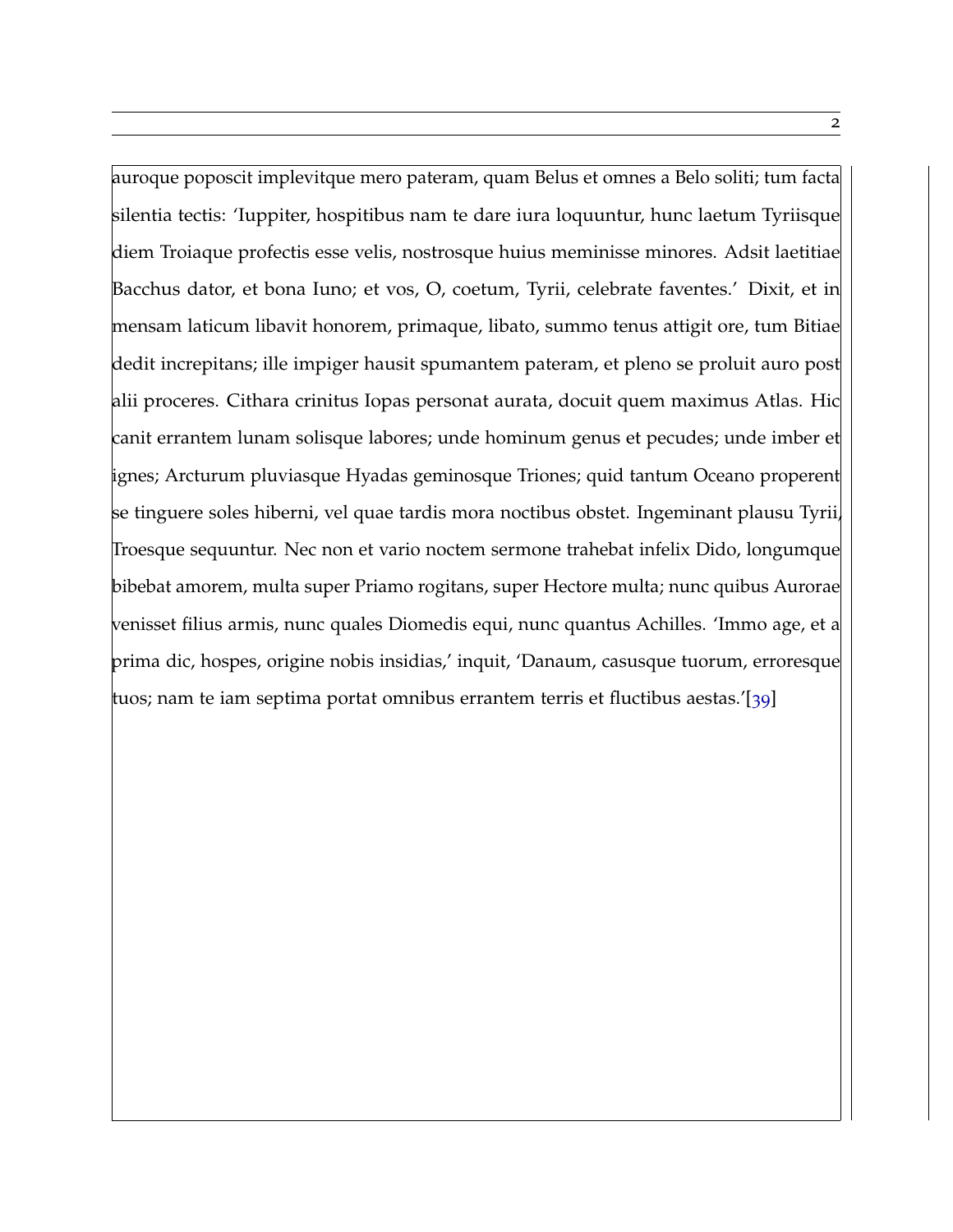auroque poposcit implevitque mero pateram, quam Belus et omnes a Belo soliti; tum facta silentia tectis: 'Iuppiter, hospitibus nam te dare iura loquuntur, hunc laetum Tyriisque diem Troiaque profectis esse velis, nostrosque huius meminisse minores. Adsit laetitiae Bacchus dator, et bona Iuno; et vos, O, coetum, Tyrii, celebrate faventes.' Dixit, et in mensam laticum libavit honorem, primaque, libato, summo tenus attigit ore, tum Bitiae dedit increpitans; ille impiger hausit spumantem pateram, et pleno se proluit auro post alii proceres. Cithara crinitus Iopas personat aurata, docuit quem maximus Atlas. Hic canit errantem lunam solisque labores; unde hominum genus et pecudes; unde imber et ignes; Arcturum pluviasque Hyadas geminosque Triones; quid tantum Oceano properent se tinguere soles hiberni, vel quae tardis mora noctibus obstet. Ingeminant plausu Tyrii, Troesque sequuntur. Nec non et vario noctem sermone trahebat infelix Dido, longumque bibebat amorem, multa super Priamo rogitans, super Hectore multa; nunc quibus Aurorae venisset filius armis, nunc quales Diomedis equi, nunc quantus Achilles. 'Immo age, et a prima dic, hospes, origine nobis insidias,' inquit, 'Danaum, casusque tuorum, erroresque tuos; nam te iam septima portat omnibus errantem terris et fluctibus aestas.'[39]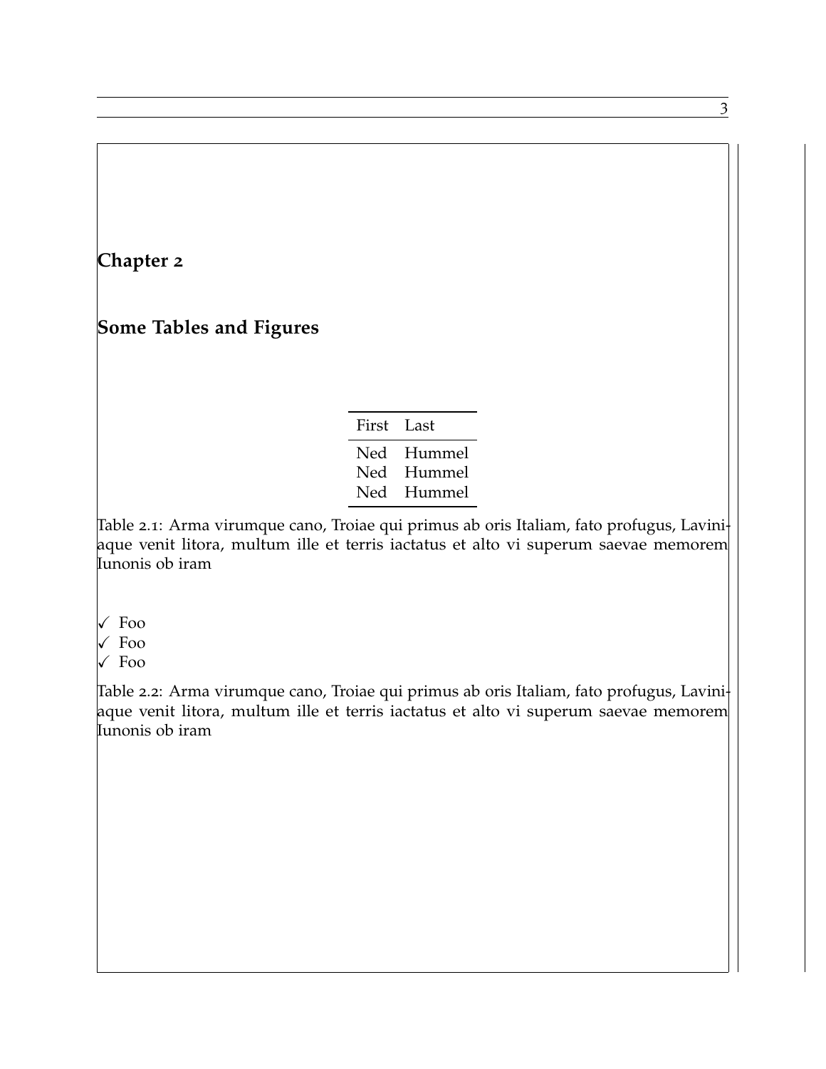# Chapter 2

# Some Tables and Figures

| First | Last |
|---|---|
| Ned | Hummel |
| Ned | Hummel |
| Ned | Hummel |

Table 2.1: Arma virumque cano, Troiae qui primus ab oris Italiam, fato profugus, Laviniaque venit litora, multum ille et terris iactatus et alto vi superum saevae memorem Iunonis ob iram

✓ Foo
✓ Foo
✓ Foo

Table 2.2: Arma virumque cano, Troiae qui primus ab oris Italiam, fato profugus, Laviniaque venit litora, multum ille et terris iactatus et alto vi superum saevae memorem Iunonis ob iram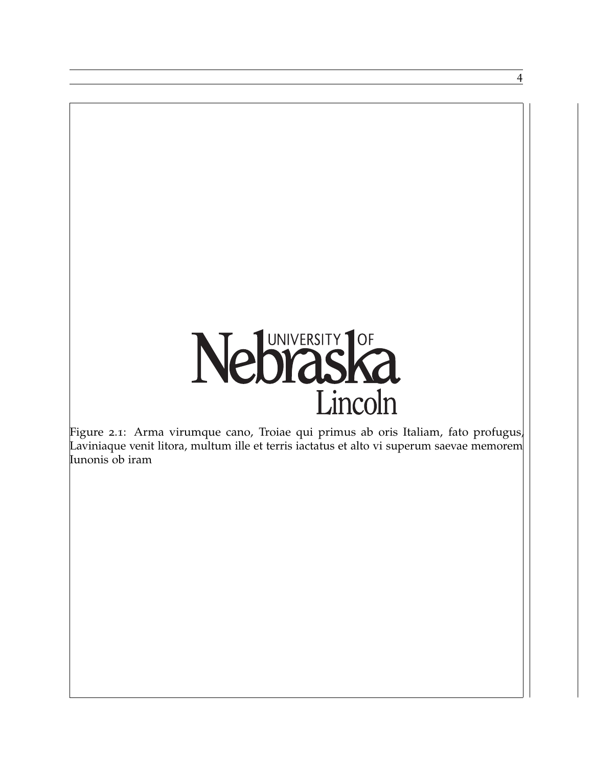Figure 2.1: Arma virumque cano, Troiae qui primus ab oris Italiam, fato profugus, Laviniaque venit litora, multum ille et terris iactatus et alto vi superum saevae memorem Iunonis ob iram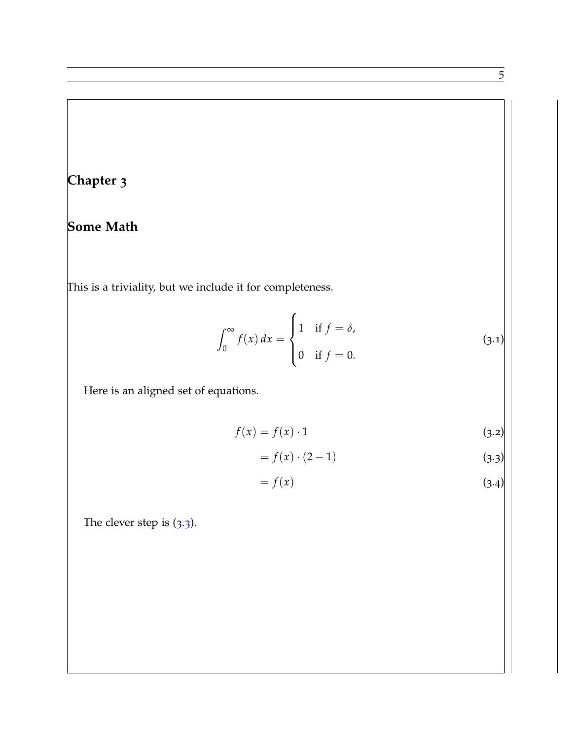# Chapter 3

# Some Math

This is a triviality, but we include it for completeness.

$$\int_0^\infty f(x)\,dx = \begin{cases} 1 & \text{if } f = \delta, \\ 0 & \text{if } f = 0. \end{cases} \tag{3.1}$$

Here is an aligned set of equations.

$$\begin{aligned} f(x) &= f(x) \cdot 1 && (3.2) \\ &= f(x) \cdot (2 - 1) && (3.3) \\ &= f(x) && (3.4) \end{aligned}$$

The clever step is (3.3).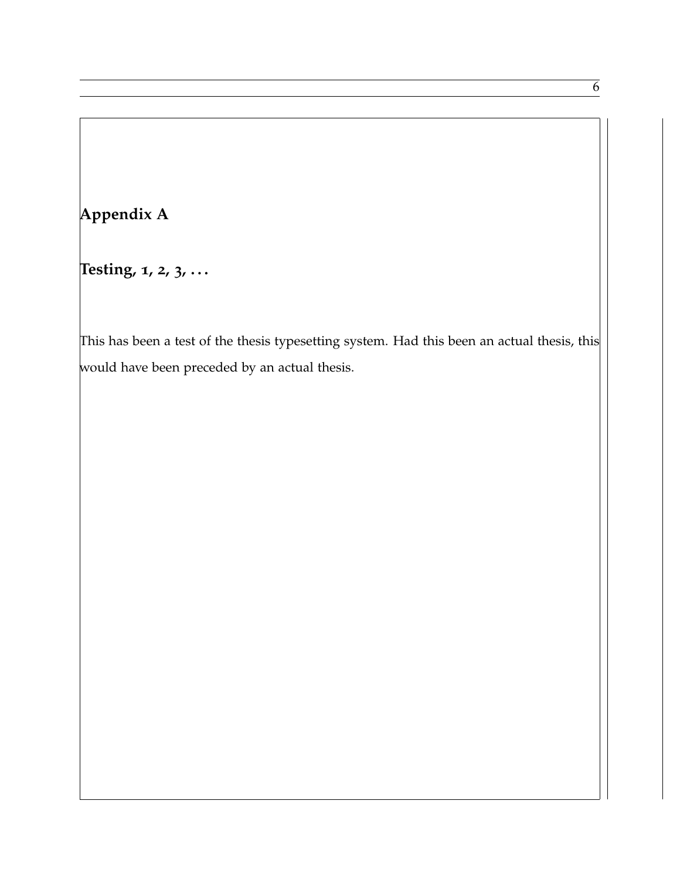# Appendix A

# Testing, 1, 2, 3, . . .

This has been a test of the thesis typesetting system. Had this been an actual thesis, this would have been preceded by an actual thesis.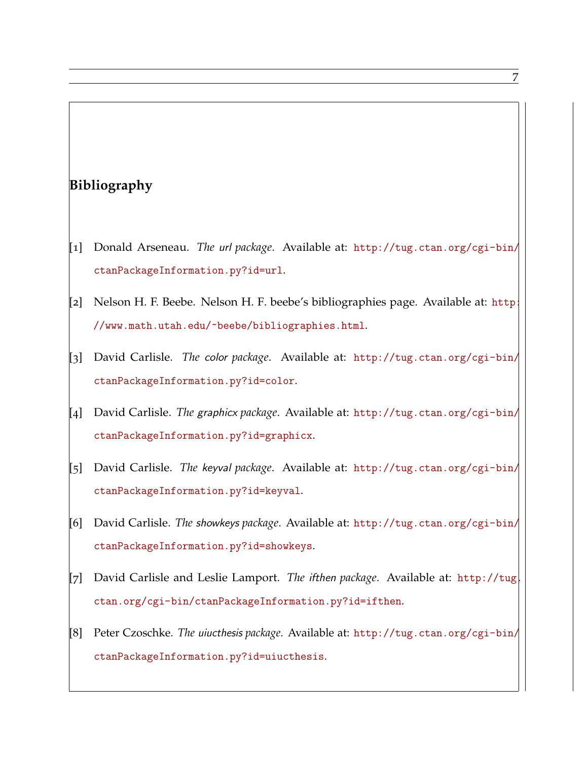# Bibliography

[1] Donald Arseneau. *The url package*. Available at: http://tug.ctan.org/cgi-bin/ctanPackageInformation.py?id=url.

[2] Nelson H. F. Beebe. Nelson H. F. beebe's bibliographies page. Available at: http://www.math.utah.edu/~beebe/bibliographies.html.

[3] David Carlisle. *The color package*. Available at: http://tug.ctan.org/cgi-bin/ctanPackageInformation.py?id=color.

[4] David Carlisle. *The graphicx package*. Available at: http://tug.ctan.org/cgi-bin/ctanPackageInformation.py?id=graphicx.

[5] David Carlisle. *The keyval package*. Available at: http://tug.ctan.org/cgi-bin/ctanPackageInformation.py?id=keyval.

[6] David Carlisle. *The showkeys package*. Available at: http://tug.ctan.org/cgi-bin/ctanPackageInformation.py?id=showkeys.

[7] David Carlisle and Leslie Lamport. *The ifthen package*. Available at: http://tug.ctan.org/cgi-bin/ctanPackageInformation.py?id=ifthen.

[8] Peter Czoschke. *The uiucthesis package*. Available at: http://tug.ctan.org/cgi-bin/ctanPackageInformation.py?id=uiucthesis.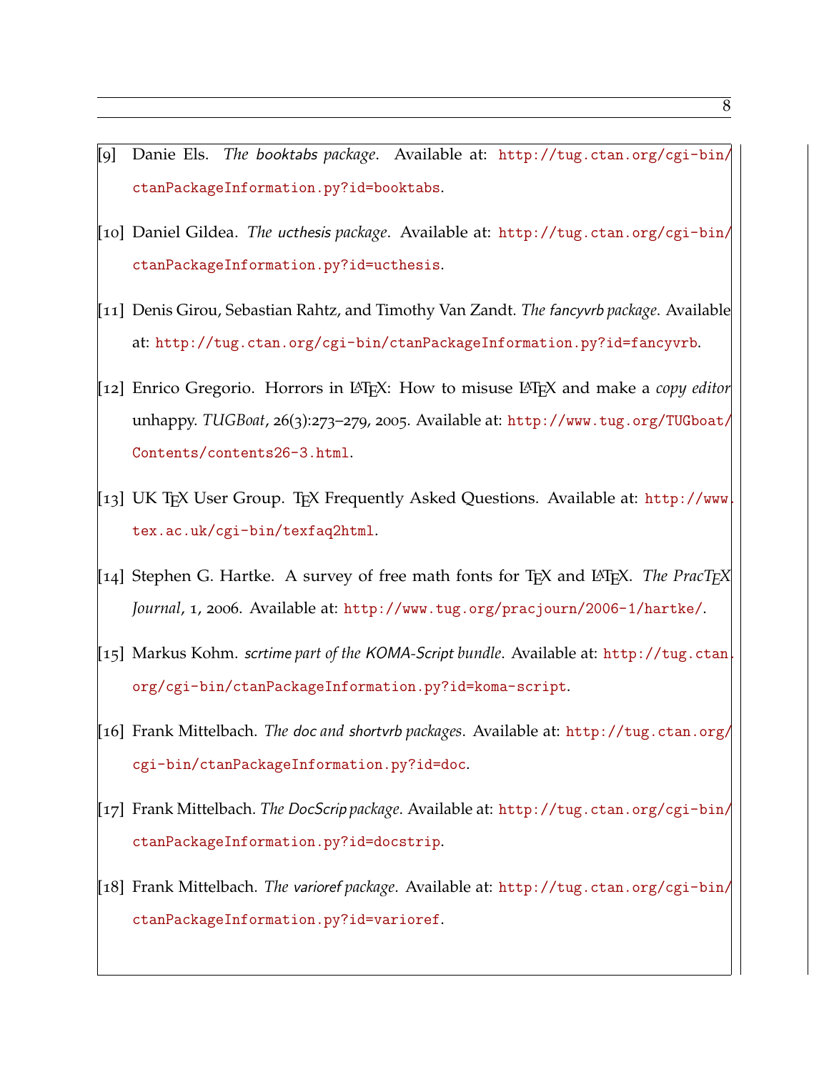[9] Danie Els. *The booktabs package*. Available at: http://tug.ctan.org/cgi-bin/ctanPackageInformation.py?id=booktabs.

[10] Daniel Gildea. *The ucthesis package*. Available at: http://tug.ctan.org/cgi-bin/ctanPackageInformation.py?id=ucthesis.

[11] Denis Girou, Sebastian Rahtz, and Timothy Van Zandt. *The fancyvrb package*. Available at: http://tug.ctan.org/cgi-bin/ctanPackageInformation.py?id=fancyvrb.

[12] Enrico Gregorio. Horrors in LaTeX: How to misuse LaTeX and make a *copy editor* unhappy. *TUGBoat*, 26(3):273–279, 2005. Available at: http://www.tug.org/TUGboat/Contents/contents26-3.html.

[13] UK TeX User Group. TeX Frequently Asked Questions. Available at: http://www.tex.ac.uk/cgi-bin/texfaq2html.

[14] Stephen G. Hartke. A survey of free math fonts for TeX and LaTeX. *The PracTeX Journal*, 1, 2006. Available at: http://www.tug.org/pracjourn/2006-1/hartke/.

[15] Markus Kohm. *scrtime part of the KOMA-Script bundle*. Available at: http://tug.ctan.org/cgi-bin/ctanPackageInformation.py?id=koma-script.

[16] Frank Mittelbach. *The doc and shortvrb packages*. Available at: http://tug.ctan.org/cgi-bin/ctanPackageInformation.py?id=doc.

[17] Frank Mittelbach. *The DocScrip package*. Available at: http://tug.ctan.org/cgi-bin/ctanPackageInformation.py?id=docstrip.

[18] Frank Mittelbach. *The varioref package*. Available at: http://tug.ctan.org/cgi-bin/ctanPackageInformation.py?id=varioref.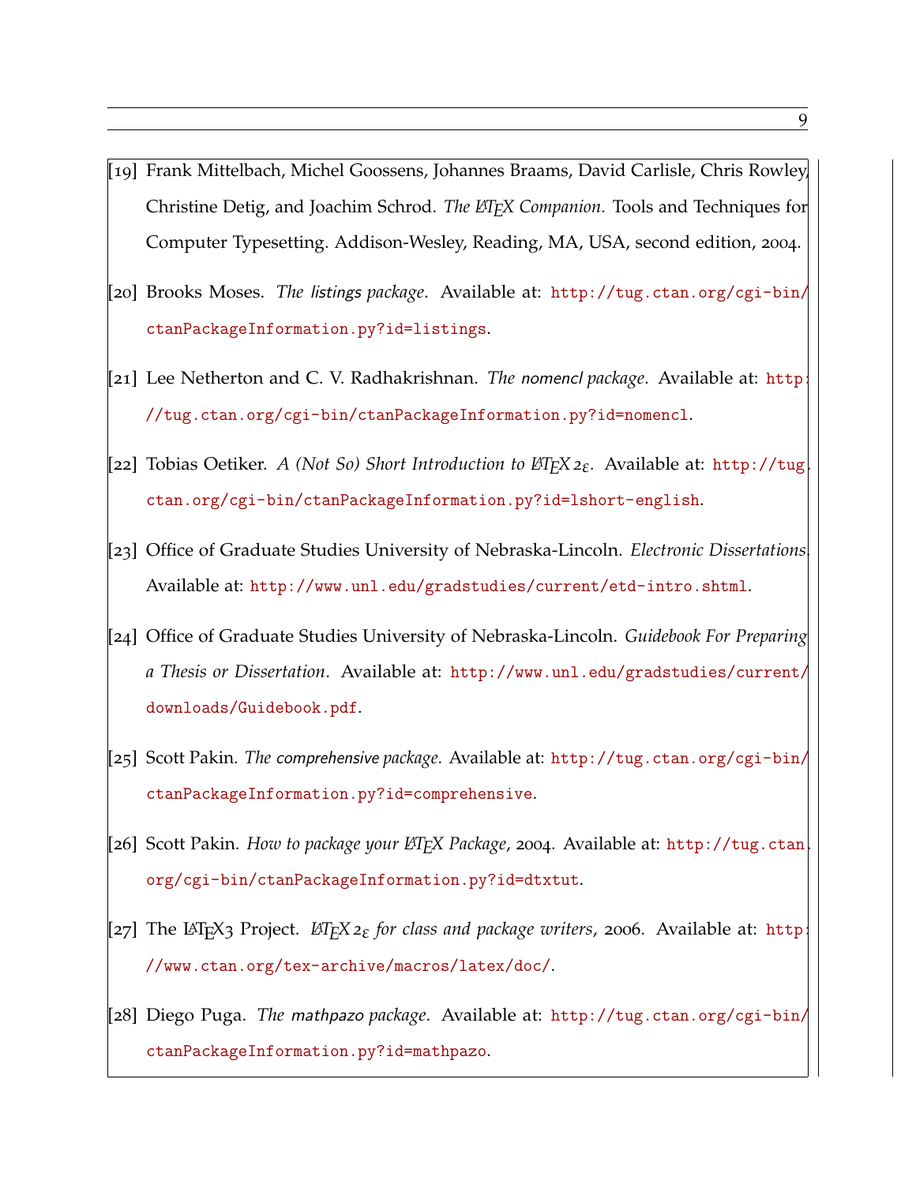[19] Frank Mittelbach, Michel Goossens, Johannes Braams, David Carlisle, Chris Rowley, Christine Detig, and Joachim Schrod. *The LaTeX Companion*. Tools and Techniques for Computer Typesetting. Addison-Wesley, Reading, MA, USA, second edition, 2004.

[20] Brooks Moses. *The listings package*. Available at: http://tug.ctan.org/cgi-bin/ctanPackageInformation.py?id=listings.

[21] Lee Netherton and C. V. Radhakrishnan. *The nomencl package*. Available at: http://tug.ctan.org/cgi-bin/ctanPackageInformation.py?id=nomencl.

[22] Tobias Oetiker. *A (Not So) Short Introduction to LaTeX $2_\varepsilon$*. Available at: http://tug.ctan.org/cgi-bin/ctanPackageInformation.py?id=lshort-english.

[23] Office of Graduate Studies University of Nebraska-Lincoln. *Electronic Dissertations*. Available at: http://www.unl.edu/gradstudies/current/etd-intro.shtml.

[24] Office of Graduate Studies University of Nebraska-Lincoln. *Guidebook For Preparing a Thesis or Dissertation*. Available at: http://www.unl.edu/gradstudies/current/downloads/Guidebook.pdf.

[25] Scott Pakin. *The comprehensive package*. Available at: http://tug.ctan.org/cgi-bin/ctanPackageInformation.py?id=comprehensive.

[26] Scott Pakin. *How to package your LaTeX Package*, 2004. Available at: http://tug.ctan.org/cgi-bin/ctanPackageInformation.py?id=dtxtut.

[27] The LaTeX3 Project. *LaTeX $2_\varepsilon$ for class and package writers*, 2006. Available at: http://www.ctan.org/tex-archive/macros/latex/doc/.

[28] Diego Puga. *The mathpazo package*. Available at: http://tug.ctan.org/cgi-bin/ctanPackageInformation.py?id=mathpazo.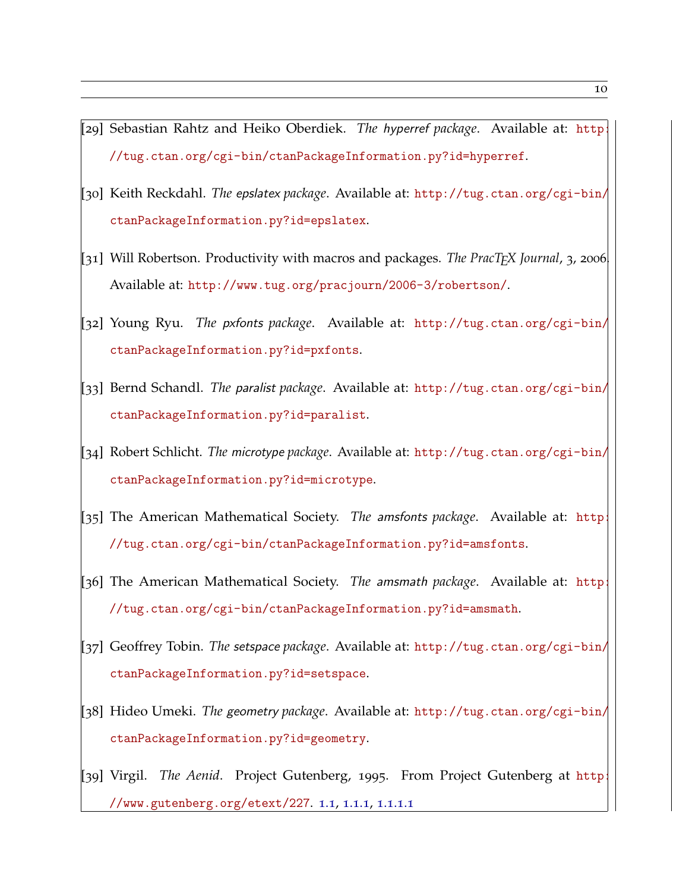[29] Sebastian Rahtz and Heiko Oberdiek. *The hyperref package*. Available at: http://tug.ctan.org/cgi-bin/ctanPackageInformation.py?id=hyperref.

[30] Keith Reckdahl. *The epslatex package*. Available at: http://tug.ctan.org/cgi-bin/ctanPackageInformation.py?id=epslatex.

[31] Will Robertson. Productivity with macros and packages. *The PracTEX Journal*, 3, 2006. Available at: http://www.tug.org/pracjourn/2006-3/robertson/.

[32] Young Ryu. *The pxfonts package*. Available at: http://tug.ctan.org/cgi-bin/ctanPackageInformation.py?id=pxfonts.

[33] Bernd Schandl. *The paralist package*. Available at: http://tug.ctan.org/cgi-bin/ctanPackageInformation.py?id=paralist.

[34] Robert Schlicht. *The microtype package*. Available at: http://tug.ctan.org/cgi-bin/ctanPackageInformation.py?id=microtype.

[35] The American Mathematical Society. *The amsfonts package*. Available at: http://tug.ctan.org/cgi-bin/ctanPackageInformation.py?id=amsfonts.

[36] The American Mathematical Society. *The amsmath package*. Available at: http://tug.ctan.org/cgi-bin/ctanPackageInformation.py?id=amsmath.

[37] Geoffrey Tobin. *The setspace package*. Available at: http://tug.ctan.org/cgi-bin/ctanPackageInformation.py?id=setspace.

[38] Hideo Umeki. *The geometry package*. Available at: http://tug.ctan.org/cgi-bin/ctanPackageInformation.py?id=geometry.

[39] Virgil. *The Aenid*. Project Gutenberg, 1995. From Project Gutenberg at http://www.gutenberg.org/etext/227. 1.1, 1.1.1, 1.1.1.1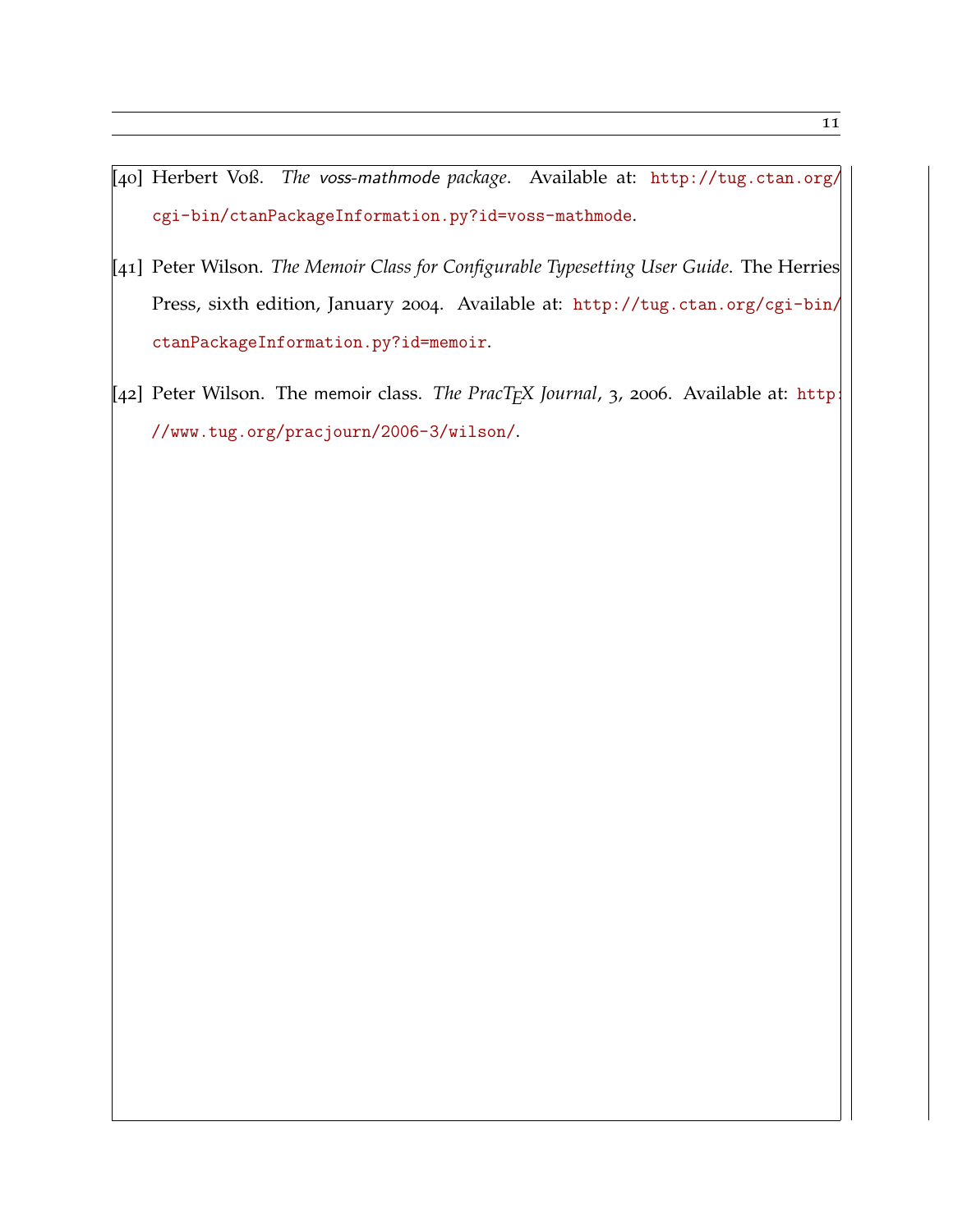[40] Herbert Voß. *The voss-mathmode package*. Available at: http://tug.ctan.org/cgi-bin/ctanPackageInformation.py?id=voss-mathmode.

[41] Peter Wilson. *The Memoir Class for Configurable Typesetting User Guide*. The Herries Press, sixth edition, January 2004. Available at: http://tug.ctan.org/cgi-bin/ctanPackageInformation.py?id=memoir.

[42] Peter Wilson. The memoir class. *The PracTEX Journal*, 3, 2006. Available at: http://www.tug.org/pracjourn/2006-3/wilson/.